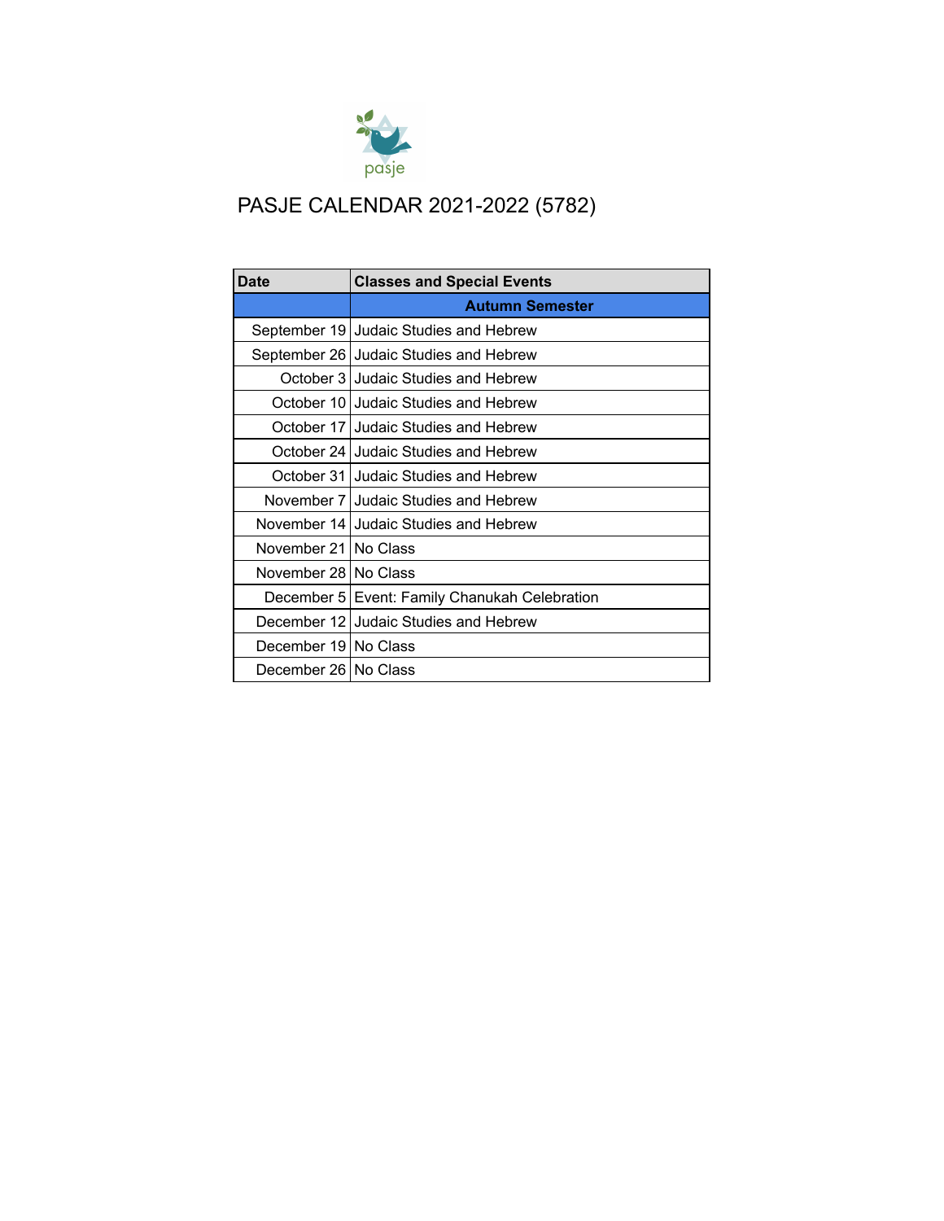pasje

# PASJE CALENDAR 2021-2022 (5782)

| Date | Classes and Special Events |
|---|---|
| | **Autumn Semester** |
| September 19 | Judaic Studies and Hebrew |
| September 26 | Judaic Studies and Hebrew |
| October 3 | Judaic Studies and Hebrew |
| October 10 | Judaic Studies and Hebrew |
| October 17 | Judaic Studies and Hebrew |
| October 24 | Judaic Studies and Hebrew |
| October 31 | Judaic Studies and Hebrew |
| November 7 | Judaic Studies and Hebrew |
| November 14 | Judaic Studies and Hebrew |
| November 21 | No Class |
| November 28 | No Class |
| December 5 | Event: Family Chanukah Celebration |
| December 12 | Judaic Studies and Hebrew |
| December 19 | No Class |
| December 26 | No Class |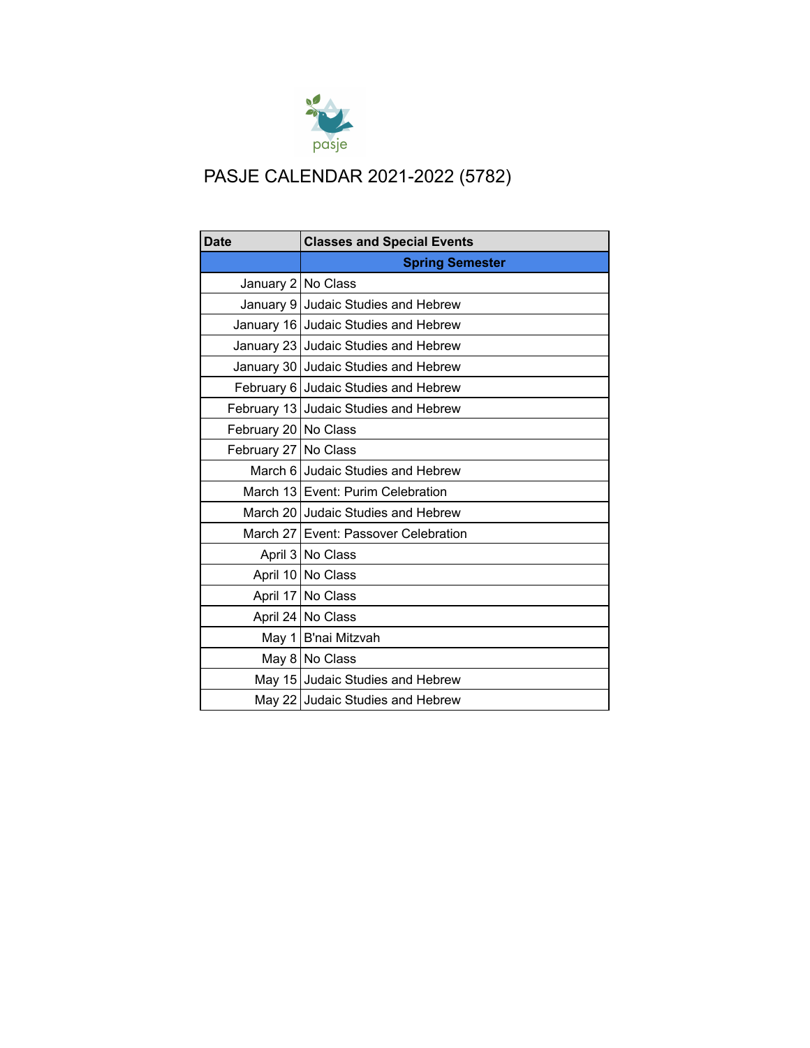pasje

# PASJE CALENDAR 2021-2022 (5782)

| Date | Classes and Special Events |
| --- | --- |
| | **Spring Semester** |
| January 2 | No Class |
| January 9 | Judaic Studies and Hebrew |
| January 16 | Judaic Studies and Hebrew |
| January 23 | Judaic Studies and Hebrew |
| January 30 | Judaic Studies and Hebrew |
| February 6 | Judaic Studies and Hebrew |
| February 13 | Judaic Studies and Hebrew |
| February 20 | No Class |
| February 27 | No Class |
| March 6 | Judaic Studies and Hebrew |
| March 13 | Event: Purim Celebration |
| March 20 | Judaic Studies and Hebrew |
| March 27 | Event: Passover Celebration |
| April 3 | No Class |
| April 10 | No Class |
| April 17 | No Class |
| April 24 | No Class |
| May 1 | B'nai Mitzvah |
| May 8 | No Class |
| May 15 | Judaic Studies and Hebrew |
| May 22 | Judaic Studies and Hebrew |